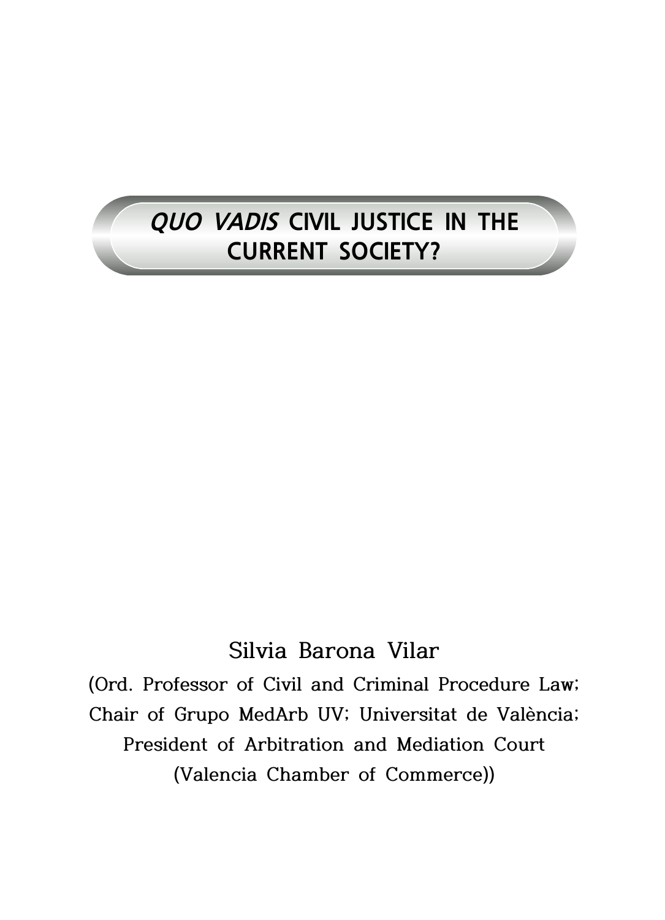# *QUO VADIS* CIVIL JUSTICE IN THE CURRENT SOCIETY?

Silvia Barona Vilar

(Ord. Professor of Civil and Criminal Procedure Law; Chair of Grupo MedArb UV; Universitat de València; President of Arbitration and Mediation Court (Valencia Chamber of Commerce))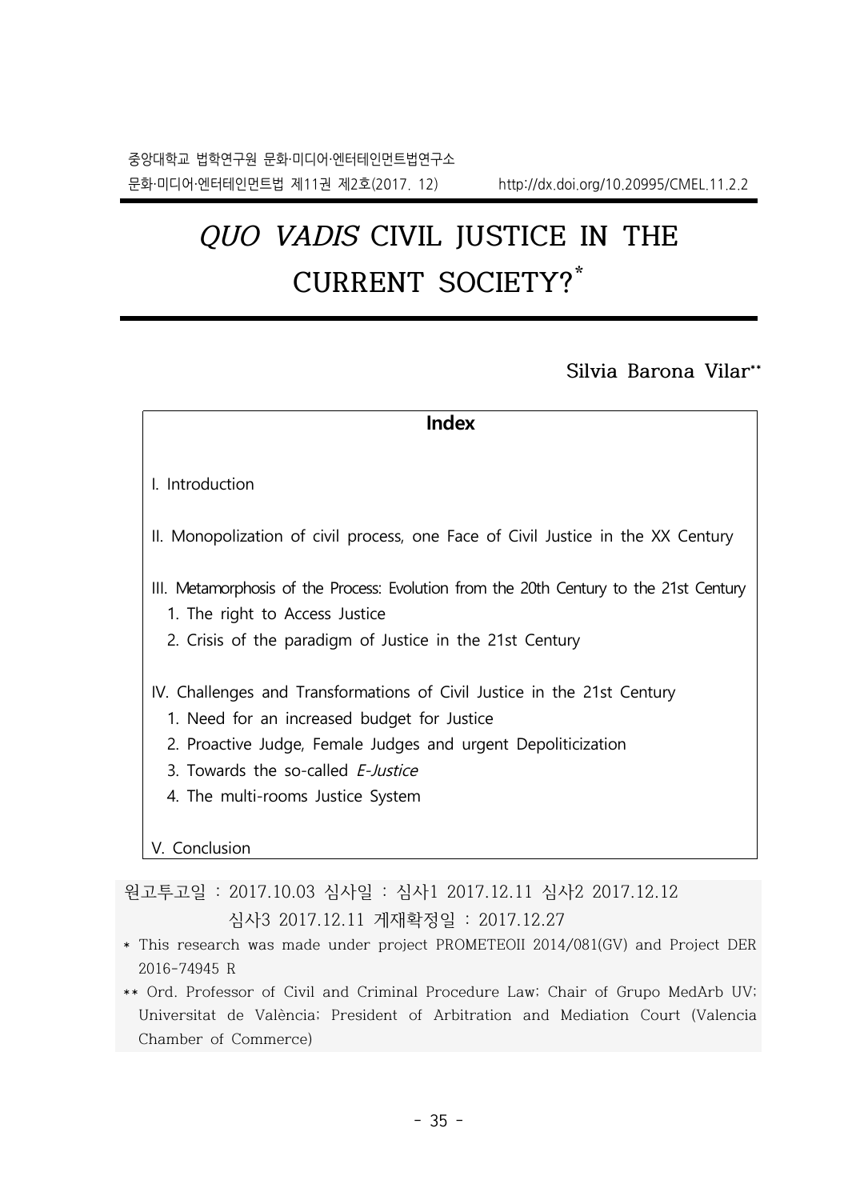# *QUO VADIS* CIVIL JUSTICE IN THE CURRENT SOCIETY?*

Silvia Barona Vilar**

**Index**

I. Introduction

II. Monopolization of civil process, one Face of Civil Justice in the XX Century

III. Metamorphosis of the Process: Evolution from the 20th Century to the 21st Century
   1. The right to Access Justice
   2. Crisis of the paradigm of Justice in the 21st Century

IV. Challenges and Transformations of Civil Justice in the 21st Century
   1. Need for an increased budget for Justice
   2. Proactive Judge, Female Judges and urgent Depoliticization
   3. Towards the so-called *E-Justice*
   4. The multi-rooms Justice System

V. Conclusion

원고투고일 : 2017.10.03 심사일 : 심사1 2017.12.11 심사2 2017.12.12
심사3 2017.12.11 게재확정일 : 2017.12.27

\* This research was made under project PROMETEOII 2014/081(GV) and Project DER 2016-74945 R

\** Ord. Professor of Civil and Criminal Procedure Law; Chair of Grupo MedArb UV; Universitat de València; President of Arbitration and Mediation Court (Valencia Chamber of Commerce)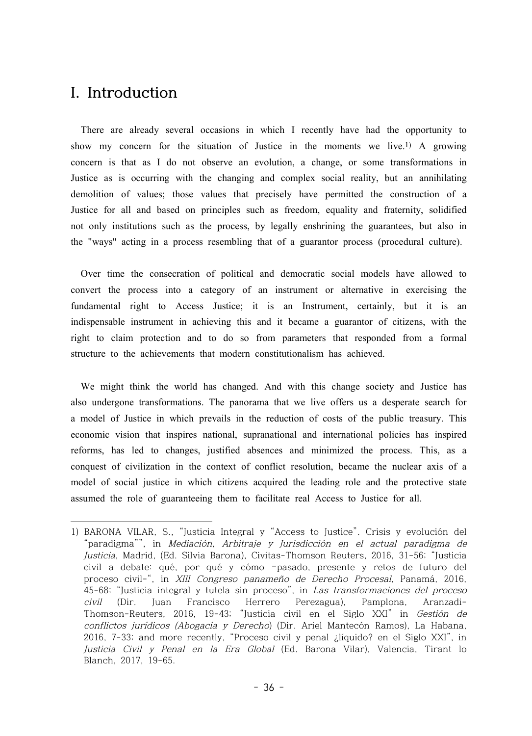# I. Introduction

There are already several occasions in which I recently have had the opportunity to show my concern for the situation of Justice in the moments we live.[1] A growing concern is that as I do not observe an evolution, a change, or some transformations in Justice as is occurring with the changing and complex social reality, but an annihilating demolition of values; those values that precisely have permitted the construction of a Justice for all and based on principles such as freedom, equality and fraternity, solidified not only institutions such as the process, by legally enshrining the guarantees, but also in the "ways" acting in a process resembling that of a guarantor process (procedural culture).

Over time the consecration of political and democratic social models have allowed to convert the process into a category of an instrument or alternative in exercising the fundamental right to Access Justice; it is an Instrument, certainly, but it is an indispensable instrument in achieving this and it became a guarantor of citizens, with the right to claim protection and to do so from parameters that responded from a formal structure to the achievements that modern constitutionalism has achieved.

We might think the world has changed. And with this change society and Justice has also undergone transformations. The panorama that we live offers us a desperate search for a model of Justice in which prevails in the reduction of costs of the public treasury. This economic vision that inspires national, supranational and international policies has inspired reforms, has led to changes, justified absences and minimized the process. This, as a conquest of civilization in the context of conflict resolution, became the nuclear axis of a model of social justice in which citizens acquired the leading role and the protective state assumed the role of guaranteeing them to facilitate real Access to Justice for all.

---

1) BARONA VILAR, S., "Justicia Integral y "Access to Justice". Crisis y evolución del "paradigma"", in *Mediación, Arbitraje y Jurisdicción en el actual paradigma de Justicia*, Madrid, (Ed. Silvia Barona), Civitas-Thomson Reuters, 2016, 31-56; "Justicia civil a debate: qué, por qué y cómo –pasado, presente y retos de futuro del proceso civil-", in *XIII Congreso panameño de Derecho Procesal,* Panamá, 2016, 45-68; "Justicia integral y tutela sin proceso", in *Las transformaciones del proceso civil* (Dir. Juan Francisco Herrero Perezagua), Pamplona, Aranzadi-Thomson-Reuters, 2016, 19-43; "Justicia civil en el Siglo XXI" in *Gestión de conflictos jurídicos (Abogacía y Derecho)* (Dir. Ariel Mantecón Ramos), La Habana, 2016, 7-33; and more recently, "Proceso civil y penal ¿líquido? en el Siglo XXI", in *Justicia Civil y Penal en la Era Global* (Ed. Barona Vilar), Valencia, Tirant lo Blanch, 2017, 19-65.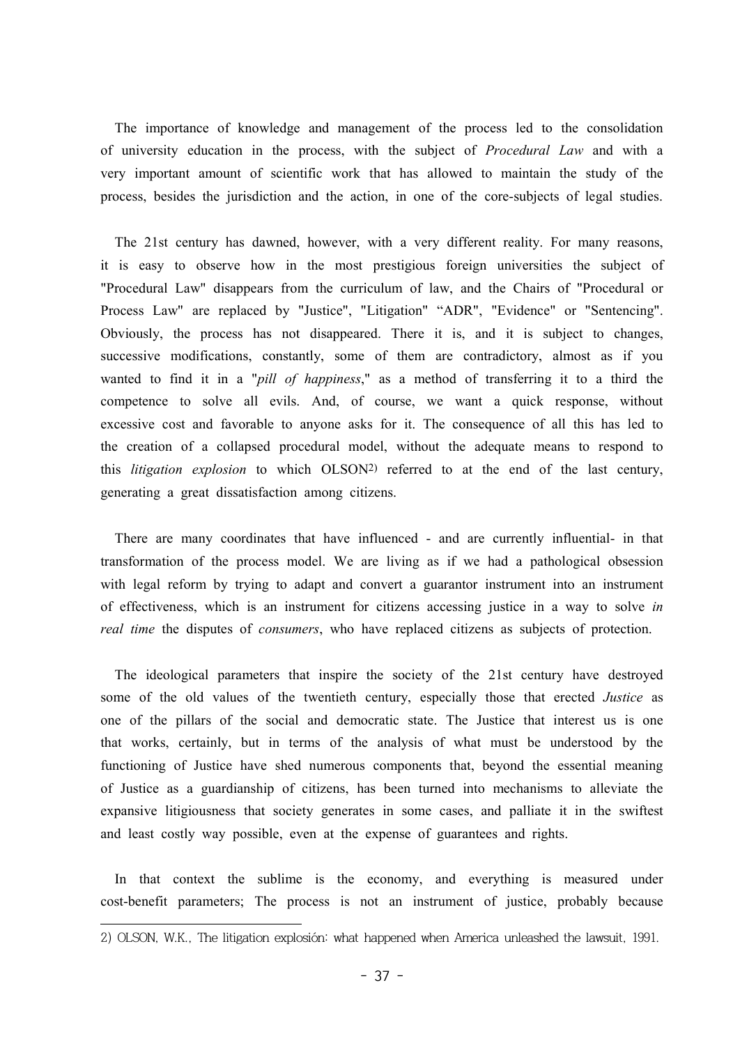The importance of knowledge and management of the process led to the consolidation of university education in the process, with the subject of *Procedural Law* and with a very important amount of scientific work that has allowed to maintain the study of the process, besides the jurisdiction and the action, in one of the core-subjects of legal studies.

The 21st century has dawned, however, with a very different reality. For many reasons, it is easy to observe how in the most prestigious foreign universities the subject of "Procedural Law" disappears from the curriculum of law, and the Chairs of "Procedural or Process Law" are replaced by "Justice", "Litigation" "ADR", "Evidence" or "Sentencing". Obviously, the process has not disappeared. There it is, and it is subject to changes, successive modifications, constantly, some of them are contradictory, almost as if you wanted to find it in a "*pill of happiness*," as a method of transferring it to a third the competence to solve all evils. And, of course, we want a quick response, without excessive cost and favorable to anyone asks for it. The consequence of all this has led to the creation of a collapsed procedural model, without the adequate means to respond to this *litigation explosion* to which OLSON[2] referred to at the end of the last century, generating a great dissatisfaction among citizens.

There are many coordinates that have influenced - and are currently influential- in that transformation of the process model. We are living as if we had a pathological obsession with legal reform by trying to adapt and convert a guarantor instrument into an instrument of effectiveness, which is an instrument for citizens accessing justice in a way to solve *in real time* the disputes of *consumers*, who have replaced citizens as subjects of protection.

The ideological parameters that inspire the society of the 21st century have destroyed some of the old values of the twentieth century, especially those that erected *Justice* as one of the pillars of the social and democratic state. The Justice that interest us is one that works, certainly, but in terms of the analysis of what must be understood by the functioning of Justice have shed numerous components that, beyond the essential meaning of Justice as a guardianship of citizens, has been turned into mechanisms to alleviate the expansive litigiousness that society generates in some cases, and palliate it in the swiftest and least costly way possible, even at the expense of guarantees and rights.

In that context the sublime is the economy, and everything is measured under cost-benefit parameters; The process is not an instrument of justice, probably because

2) OLSON, W.K., The litigation explosión: what happened when America unleashed the lawsuit, 1991.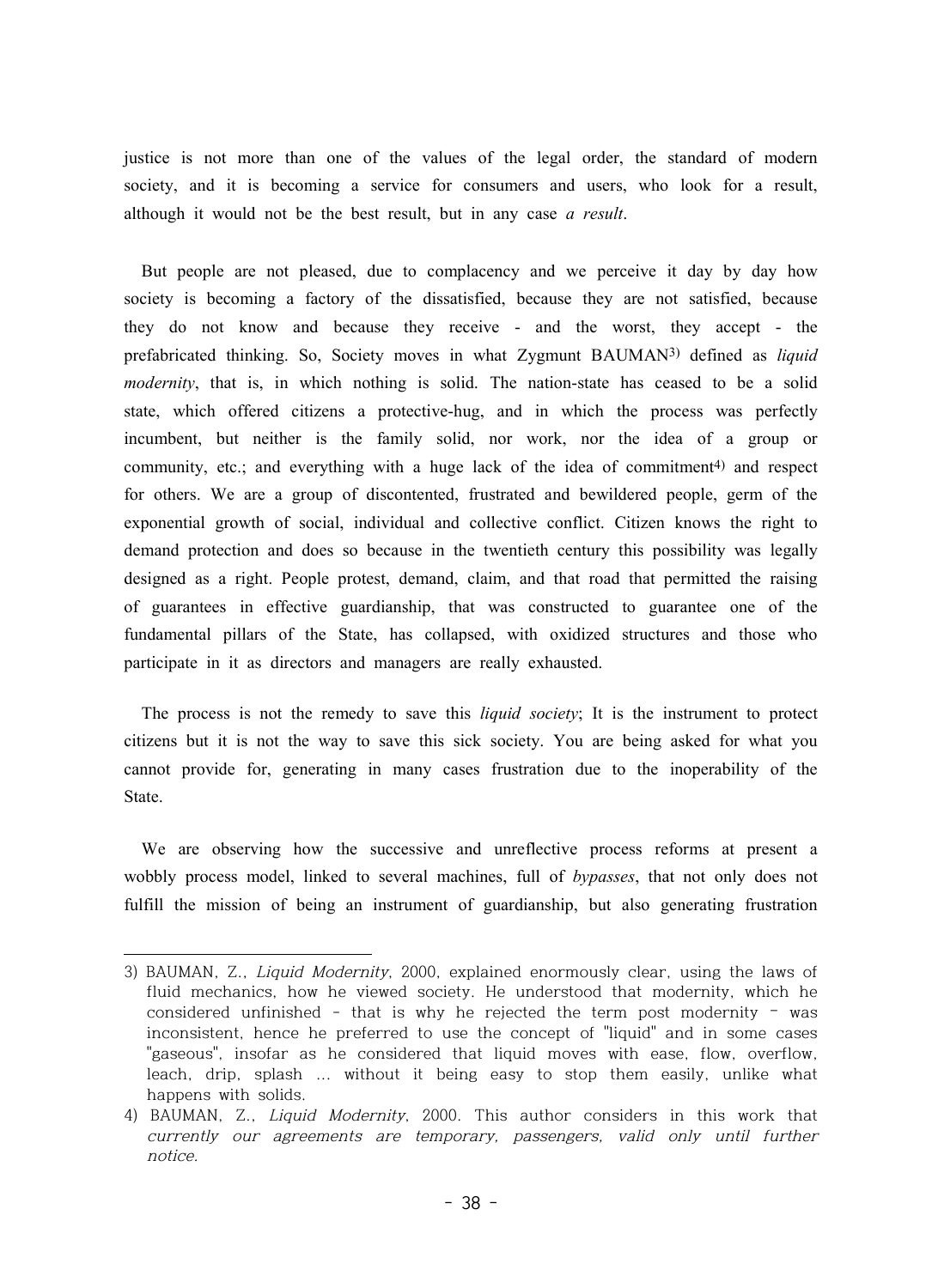justice is not more than one of the values of the legal order, the standard of modern society, and it is becoming a service for consumers and users, who look for a result, although it would not be the best result, but in any case *a result*.

But people are not pleased, due to complacency and we perceive it day by day how society is becoming a factory of the dissatisfied, because they are not satisfied, because they do not know and because they receive - and the worst, they accept - the prefabricated thinking. So, Society moves in what Zygmunt BAUMAN[3] defined as *liquid modernity*, that is, in which nothing is solid. The nation-state has ceased to be a solid state, which offered citizens a protective-hug, and in which the process was perfectly incumbent, but neither is the family solid, nor work, nor the idea of a group or community, etc.; and everything with a huge lack of the idea of commitment[4] and respect for others. We are a group of discontented, frustrated and bewildered people, germ of the exponential growth of social, individual and collective conflict. Citizen knows the right to demand protection and does so because in the twentieth century this possibility was legally designed as a right. People protest, demand, claim, and that road that permitted the raising of guarantees in effective guardianship, that was constructed to guarantee one of the fundamental pillars of the State, has collapsed, with oxidized structures and those who participate in it as directors and managers are really exhausted.

The process is not the remedy to save this *liquid society*; It is the instrument to protect citizens but it is not the way to save this sick society. You are being asked for what you cannot provide for, generating in many cases frustration due to the inoperability of the State.

We are observing how the successive and unreflective process reforms at present a wobbly process model, linked to several machines, full of *bypasses*, that not only does not fulfill the mission of being an instrument of guardianship, but also generating frustration

---

3) BAUMAN, Z., *Liquid Modernity*, 2000, explained enormously clear, using the laws of fluid mechanics, how he viewed society. He understood that modernity, which he considered unfinished - that is why he rejected the term post modernity - was inconsistent, hence he preferred to use the concept of "liquid" and in some cases "gaseous", insofar as he considered that liquid moves with ease, flow, overflow, leach, drip, splash ... without it being easy to stop them easily, unlike what happens with solids.

4) BAUMAN, Z., *Liquid Modernity*, 2000. This author considers in this work that *currently our agreements are temporary, passengers, valid only until further notice.*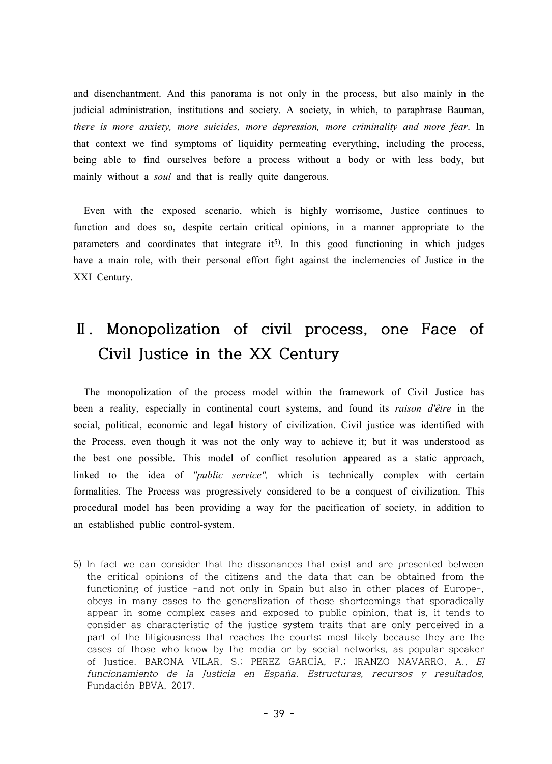and disenchantment. And this panorama is not only in the process, but also mainly in the judicial administration, institutions and society. A society, in which, to paraphrase Bauman, *there is more anxiety, more suicides, more depression, more criminality and more fear*. In that context we find symptoms of liquidity permeating everything, including the process, being able to find ourselves before a process without a body or with less body, but mainly without a *soul* and that is really quite dangerous.

Even with the exposed scenario, which is highly worrisome, Justice continues to function and does so, despite certain critical opinions, in a manner appropriate to the parameters and coordinates that integrate it[5]. In this good functioning in which judges have a main role, with their personal effort fight against the inclemencies of Justice in the XXI Century.

## Ⅱ. Monopolization of civil process, one Face of Civil Justice in the XX Century

The monopolization of the process model within the framework of Civil Justice has been a reality, especially in continental court systems, and found its *raison d'être* in the social, political, economic and legal history of civilization. Civil justice was identified with the Process, even though it was not the only way to achieve it; but it was understood as the best one possible. This model of conflict resolution appeared as a static approach, linked to the idea of *"public service"*, which is technically complex with certain formalities. The Process was progressively considered to be a conquest of civilization. This procedural model has been providing a way for the pacification of society, in addition to an established public control-system.

---

5) In fact we can consider that the dissonances that exist and are presented between the critical opinions of the citizens and the data that can be obtained from the functioning of justice -and not only in Spain but also in other places of Europe-, obeys in many cases to the generalization of those shortcomings that sporadically appear in some complex cases and exposed to public opinion, that is, it tends to consider as characteristic of the justice system traits that are only perceived in a part of the litigiousness that reaches the courts; most likely because they are the cases of those who know by the media or by social networks, as popular speaker of Justice. BARONA VILAR, S.; PEREZ GARCÍA, F.; IRANZO NAVARRO, A., *El funcionamiento de la Justicia en España. Estructuras, recursos y resultados*, Fundación BBVA, 2017.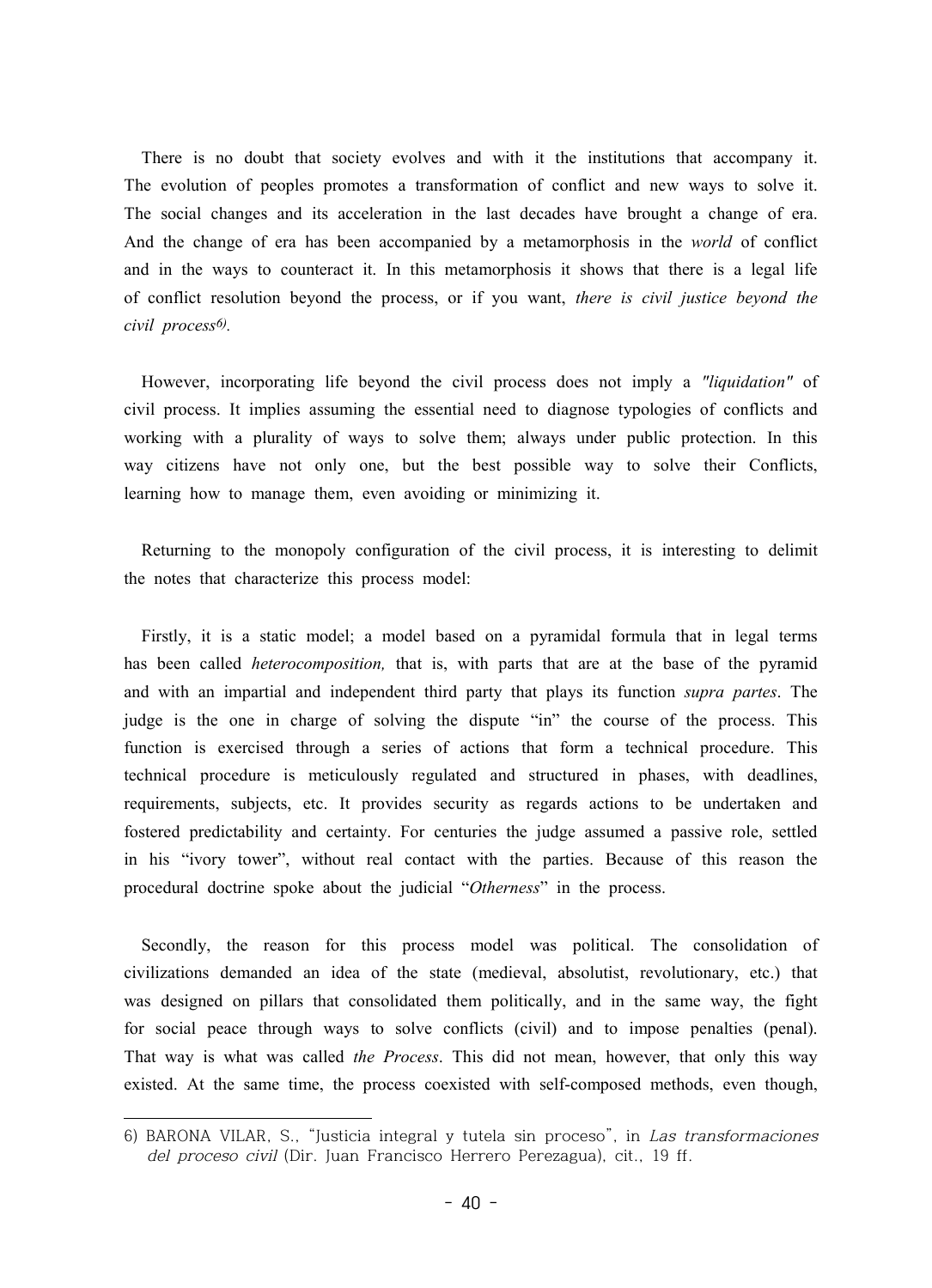There is no doubt that society evolves and with it the institutions that accompany it. The evolution of peoples promotes a transformation of conflict and new ways to solve it. The social changes and its acceleration in the last decades have brought a change of era. And the change of era has been accompanied by a metamorphosis in the *world* of conflict and in the ways to counteract it. In this metamorphosis it shows that there is a legal life of conflict resolution beyond the process, or if you want, *there is civil justice beyond the civil process*[6].

However, incorporating life beyond the civil process does not imply a *"liquidation"* of civil process. It implies assuming the essential need to diagnose typologies of conflicts and working with a plurality of ways to solve them; always under public protection. In this way citizens have not only one, but the best possible way to solve their Conflicts, learning how to manage them, even avoiding or minimizing it.

Returning to the monopoly configuration of the civil process, it is interesting to delimit the notes that characterize this process model:

Firstly, it is a static model; a model based on a pyramidal formula that in legal terms has been called *heterocomposition,* that is, with parts that are at the base of the pyramid and with an impartial and independent third party that plays its function *supra partes*. The judge is the one in charge of solving the dispute "in" the course of the process. This function is exercised through a series of actions that form a technical procedure. This technical procedure is meticulously regulated and structured in phases, with deadlines, requirements, subjects, etc. It provides security as regards actions to be undertaken and fostered predictability and certainty. For centuries the judge assumed a passive role, settled in his "ivory tower", without real contact with the parties. Because of this reason the procedural doctrine spoke about the judicial "*Otherness*" in the process.

Secondly, the reason for this process model was political. The consolidation of civilizations demanded an idea of the state (medieval, absolutist, revolutionary, etc.) that was designed on pillars that consolidated them politically, and in the same way, the fight for social peace through ways to solve conflicts (civil) and to impose penalties (penal). That way is what was called *the Process*. This did not mean, however, that only this way existed. At the same time, the process coexisted with self-composed methods, even though,

6) BARONA VILAR, S., "Justicia integral y tutela sin proceso", in *Las transformaciones del proceso civil* (Dir. Juan Francisco Herrero Perezagua), cit., 19 ff.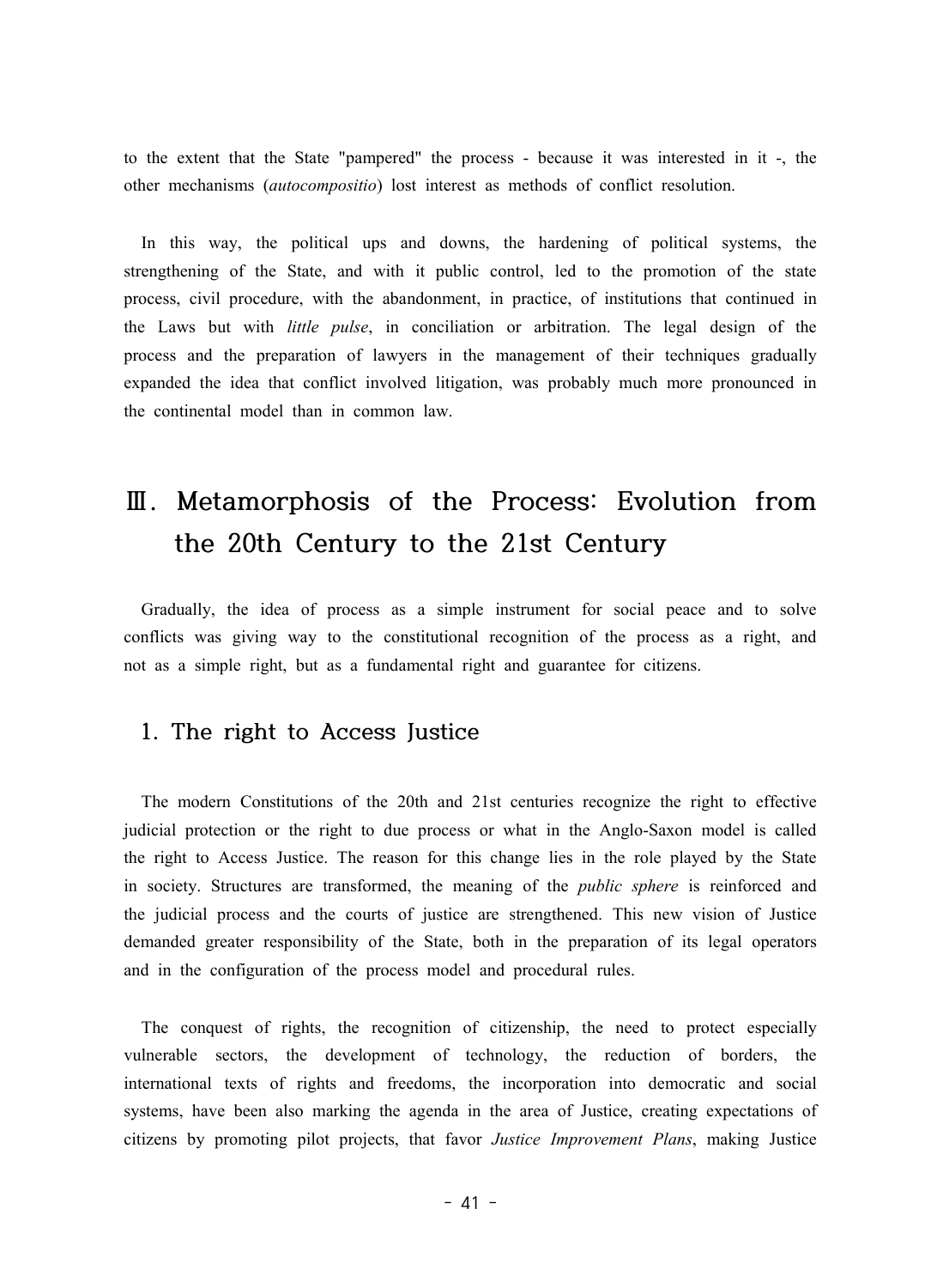to the extent that the State "pampered" the process - because it was interested in it -, the other mechanisms (*autocompositio*) lost interest as methods of conflict resolution.

In this way, the political ups and downs, the hardening of political systems, the strengthening of the State, and with it public control, led to the promotion of the state process, civil procedure, with the abandonment, in practice, of institutions that continued in the Laws but with *little pulse*, in conciliation or arbitration. The legal design of the process and the preparation of lawyers in the management of their techniques gradually expanded the idea that conflict involved litigation, was probably much more pronounced in the continental model than in common law.

# Ⅲ. Metamorphosis of the Process: Evolution from the 20th Century to the 21st Century

Gradually, the idea of process as a simple instrument for social peace and to solve conflicts was giving way to the constitutional recognition of the process as a right, and not as a simple right, but as a fundamental right and guarantee for citizens.

## 1. The right to Access Justice

The modern Constitutions of the 20th and 21st centuries recognize the right to effective judicial protection or the right to due process or what in the Anglo-Saxon model is called the right to Access Justice. The reason for this change lies in the role played by the State in society. Structures are transformed, the meaning of the *public sphere* is reinforced and the judicial process and the courts of justice are strengthened. This new vision of Justice demanded greater responsibility of the State, both in the preparation of its legal operators and in the configuration of the process model and procedural rules.

The conquest of rights, the recognition of citizenship, the need to protect especially vulnerable sectors, the development of technology, the reduction of borders, the international texts of rights and freedoms, the incorporation into democratic and social systems, have been also marking the agenda in the area of Justice, creating expectations of citizens by promoting pilot projects, that favor *Justice Improvement Plans*, making Justice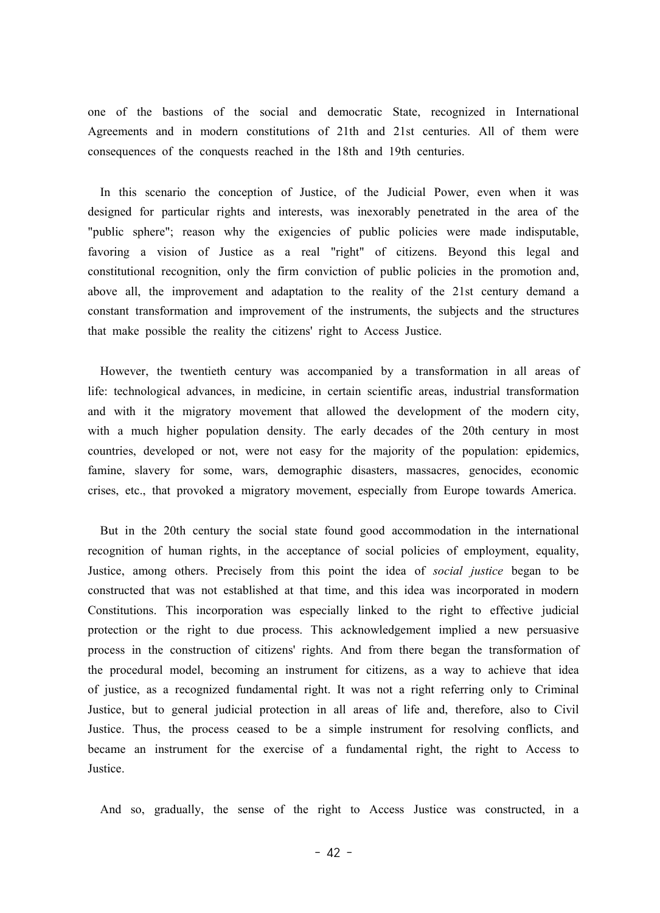one of the bastions of the social and democratic State, recognized in International Agreements and in modern constitutions of 21th and 21st centuries. All of them were consequences of the conquests reached in the 18th and 19th centuries.

In this scenario the conception of Justice, of the Judicial Power, even when it was designed for particular rights and interests, was inexorably penetrated in the area of the "public sphere"; reason why the exigencies of public policies were made indisputable, favoring a vision of Justice as a real "right" of citizens. Beyond this legal and constitutional recognition, only the firm conviction of public policies in the promotion and, above all, the improvement and adaptation to the reality of the 21st century demand a constant transformation and improvement of the instruments, the subjects and the structures that make possible the reality the citizens' right to Access Justice.

However, the twentieth century was accompanied by a transformation in all areas of life: technological advances, in medicine, in certain scientific areas, industrial transformation and with it the migratory movement that allowed the development of the modern city, with a much higher population density. The early decades of the 20th century in most countries, developed or not, were not easy for the majority of the population: epidemics, famine, slavery for some, wars, demographic disasters, massacres, genocides, economic crises, etc., that provoked a migratory movement, especially from Europe towards America.

But in the 20th century the social state found good accommodation in the international recognition of human rights, in the acceptance of social policies of employment, equality, Justice, among others. Precisely from this point the idea of *social justice* began to be constructed that was not established at that time, and this idea was incorporated in modern Constitutions. This incorporation was especially linked to the right to effective judicial protection or the right to due process. This acknowledgement implied a new persuasive process in the construction of citizens' rights. And from there began the transformation of the procedural model, becoming an instrument for citizens, as a way to achieve that idea of justice, as a recognized fundamental right. It was not a right referring only to Criminal Justice, but to general judicial protection in all areas of life and, therefore, also to Civil Justice. Thus, the process ceased to be a simple instrument for resolving conflicts, and became an instrument for the exercise of a fundamental right, the right to Access to Justice.

And so, gradually, the sense of the right to Access Justice was constructed, in a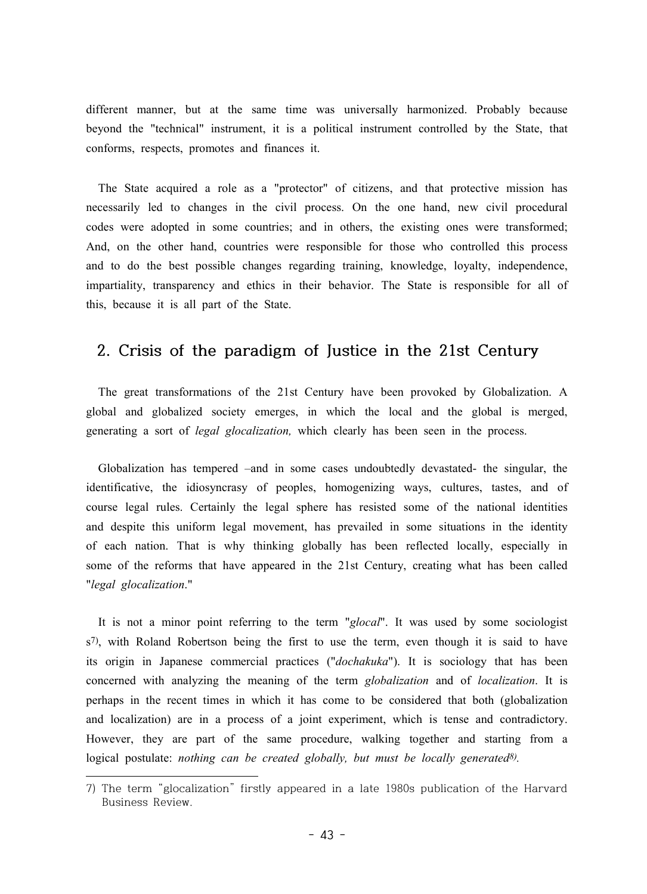different manner, but at the same time was universally harmonized. Probably because beyond the "technical" instrument, it is a political instrument controlled by the State, that conforms, respects, promotes and finances it.

The State acquired a role as a "protector" of citizens, and that protective mission has necessarily led to changes in the civil process. On the one hand, new civil procedural codes were adopted in some countries; and in others, the existing ones were transformed; And, on the other hand, countries were responsible for those who controlled this process and to do the best possible changes regarding training, knowledge, loyalty, independence, impartiality, transparency and ethics in their behavior. The State is responsible for all of this, because it is all part of the State.

## 2. Crisis of the paradigm of Justice in the 21st Century

The great transformations of the 21st Century have been provoked by Globalization. A global and globalized society emerges, in which the local and the global is merged, generating a sort of *legal glocalization,* which clearly has been seen in the process.

Globalization has tempered –and in some cases undoubtedly devastated- the singular, the identificative, the idiosyncrasy of peoples, homogenizing ways, cultures, tastes, and of course legal rules. Certainly the legal sphere has resisted some of the national identities and despite this uniform legal movement, has prevailed in some situations in the identity of each nation. That is why thinking globally has been reflected locally, especially in some of the reforms that have appeared in the 21st Century, creating what has been called "*legal glocalization*."

It is not a minor point referring to the term "*glocal*". It was used by some sociologist s[7], with Roland Robertson being the first to use the term, even though it is said to have its origin in Japanese commercial practices ("*dochakuka*"). It is sociology that has been concerned with analyzing the meaning of the term *globalization* and of *localization*. It is perhaps in the recent times in which it has come to be considered that both (globalization and localization) are in a process of a joint experiment, which is tense and contradictory. However, they are part of the same procedure, walking together and starting from a logical postulate: *nothing can be created globally, but must be locally generated*[8].

7) The term "glocalization" firstly appeared in a late 1980s publication of the Harvard Business Review.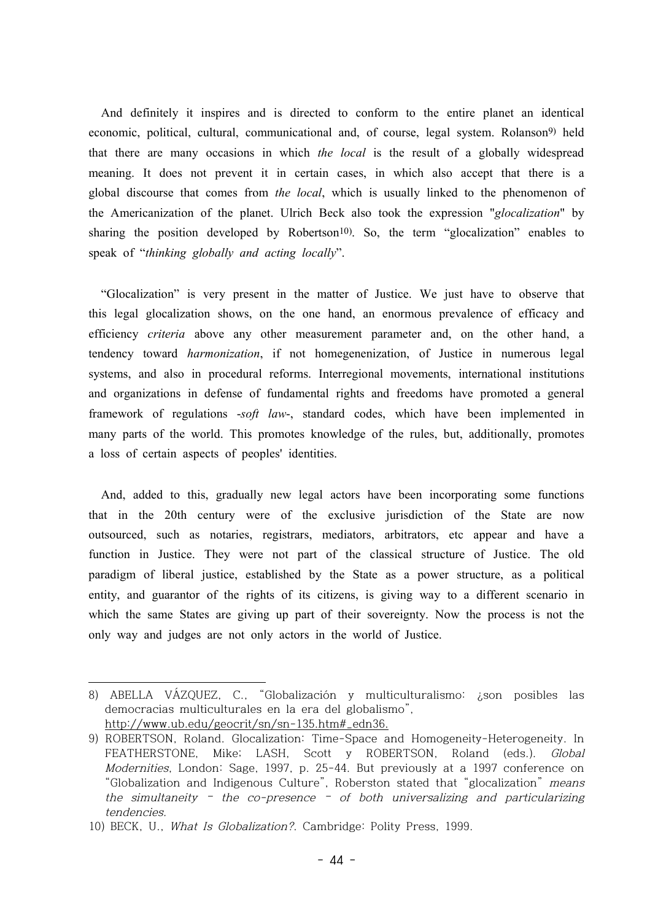And definitely it inspires and is directed to conform to the entire planet an identical economic, political, cultural, communicational and, of course, legal system. Rolanson[9] held that there are many occasions in which *the local* is the result of a globally widespread meaning. It does not prevent it in certain cases, in which also accept that there is a global discourse that comes from *the local*, which is usually linked to the phenomenon of the Americanization of the planet. Ulrich Beck also took the expression "*glocalization*" by sharing the position developed by Robertson[10]. So, the term "glocalization" enables to speak of "*thinking globally and acting locally*".

"Glocalization" is very present in the matter of Justice. We just have to observe that this legal glocalization shows, on the one hand, an enormous prevalence of efficacy and efficiency *criteria* above any other measurement parameter and, on the other hand, a tendency toward *harmonization*, if not homegenenization, of Justice in numerous legal systems, and also in procedural reforms. Interregional movements, international institutions and organizations in defense of fundamental rights and freedoms have promoted a general framework of regulations -*soft law*-, standard codes, which have been implemented in many parts of the world. This promotes knowledge of the rules, but, additionally, promotes a loss of certain aspects of peoples' identities.

And, added to this, gradually new legal actors have been incorporating some functions that in the 20th century were of the exclusive jurisdiction of the State are now outsourced, such as notaries, registrars, mediators, arbitrators, etc appear and have a function in Justice. They were not part of the classical structure of Justice. The old paradigm of liberal justice, established by the State as a power structure, as a political entity, and guarantor of the rights of its citizens, is giving way to a different scenario in which the same States are giving up part of their sovereignty. Now the process is not the only way and judges are not only actors in the world of Justice.

---

8) ABELLA VÁZQUEZ, C., "Globalización y multiculturalismo: ¿son posibles las democracias multiculturales en la era del globalismo", http://www.ub.edu/geocrit/sn/sn-135.htm#_edn36.

9) ROBERTSON, Roland. Glocalization: Time-Space and Homogeneity-Heterogeneity. In FEATHERSTONE, Mike; LASH, Scott y ROBERTSON, Roland (eds.). *Global Modernities*, London: Sage, 1997, p. 25-44. But previously at a 1997 conference on "Globalization and Indigenous Culture", Roberston stated that "glocalization" *means the simultaneity – the co-presence – of both universalizing and particularizing tendencies.*

10) BECK, U., *What Is Globalization?*. Cambridge: Polity Press, 1999.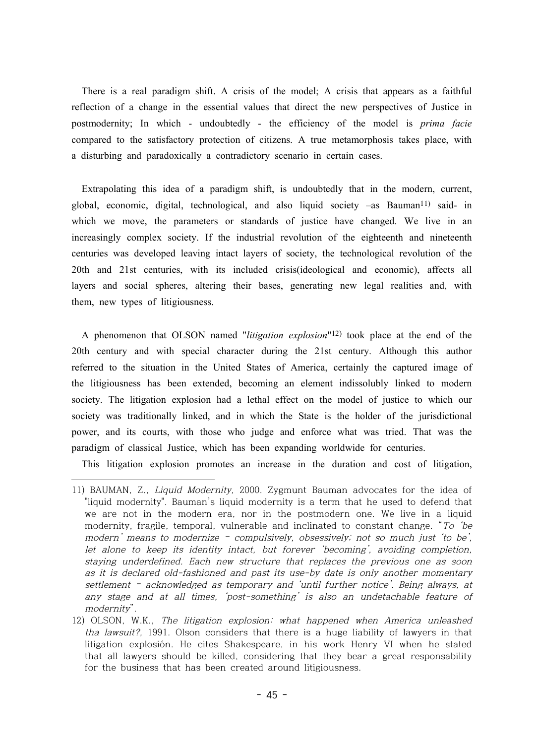There is a real paradigm shift. A crisis of the model; A crisis that appears as a faithful reflection of a change in the essential values that direct the new perspectives of Justice in postmodernity; In which - undoubtedly - the efficiency of the model is *prima facie* compared to the satisfactory protection of citizens. A true metamorphosis takes place, with a disturbing and paradoxically a contradictory scenario in certain cases.

Extrapolating this idea of a paradigm shift, is undoubtedly that in the modern, current, global, economic, digital, technological, and also liquid society –as Bauman[11] said- in which we move, the parameters or standards of justice have changed. We live in an increasingly complex society. If the industrial revolution of the eighteenth and nineteenth centuries was developed leaving intact layers of society, the technological revolution of the 20th and 21st centuries, with its included crisis(ideological and economic), affects all layers and social spheres, altering their bases, generating new legal realities and, with them, new types of litigiousness.

A phenomenon that OLSON named "*litigation explosion*"[12] took place at the end of the 20th century and with special character during the 21st century. Although this author referred to the situation in the United States of America, certainly the captured image of the litigiousness has been extended, becoming an element indissolubly linked to modern society. The litigation explosion had a lethal effect on the model of justice to which our society was traditionally linked, and in which the State is the holder of the jurisdictional power, and its courts, with those who judge and enforce what was tried. That was the paradigm of classical Justice, which has been expanding worldwide for centuries.

This litigation explosion promotes an increase in the duration and cost of litigation,

---

11) BAUMAN, Z., *Liquid Modernity,* 2000. Zygmunt Bauman advocates for the idea of "liquid modernity". Bauman's liquid modernity is a term that he used to defend that we are not in the modern era, nor in the postmodern one. We live in a liquid modernity, fragile, temporal, vulnerable and inclinated to constant change. "*To 'be modern' means to modernize – compulsively, obsessively; not so much just 'to be', let alone to keep its identity intact, but forever 'becoming', avoiding completion, staying underdefined. Each new structure that replaces the previous one as soon as it is declared old-fashioned and past its use-by date is only another momentary settlement – acknowledged as temporary and 'until further notice'. Being always, at any stage and at all times, 'post-something' is also an undetachable feature of modernity*".

12) OLSON, W.K., *The litigation explosion: what happened when America unleashed tha lawsuit?,* 1991. Olson considers that there is a huge liability of lawyers in that litigation explosión. He cites Shakespeare, in his work Henry VI when he stated that all lawyers should be killed, considering that they bear a great responsability for the business that has been created around litigiousness.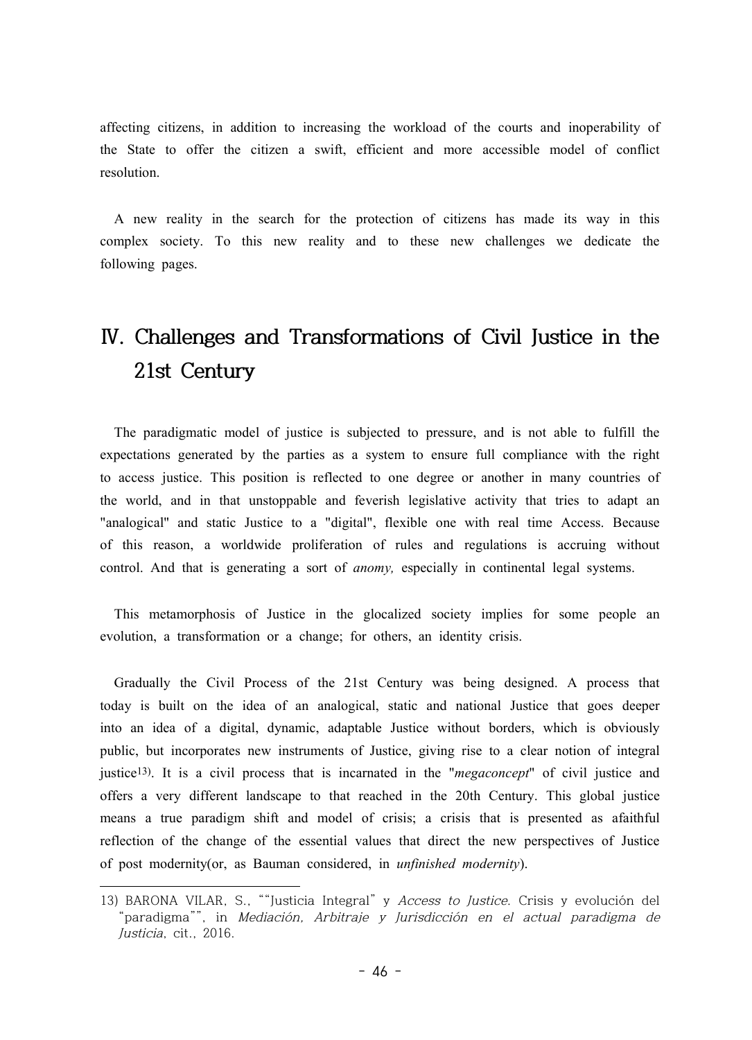affecting citizens, in addition to increasing the workload of the courts and inoperability of the State to offer the citizen a swift, efficient and more accessible model of conflict resolution.

A new reality in the search for the protection of citizens has made its way in this complex society. To this new reality and to these new challenges we dedicate the following pages.

## IV. Challenges and Transformations of Civil Justice in the 21st Century

The paradigmatic model of justice is subjected to pressure, and is not able to fulfill the expectations generated by the parties as a system to ensure full compliance with the right to access justice. This position is reflected to one degree or another in many countries of the world, and in that unstoppable and feverish legislative activity that tries to adapt an "analogical" and static Justice to a "digital", flexible one with real time Access. Because of this reason, a worldwide proliferation of rules and regulations is accruing without control. And that is generating a sort of *anomy,* especially in continental legal systems.

This metamorphosis of Justice in the glocalized society implies for some people an evolution, a transformation or a change; for others, an identity crisis.

Gradually the Civil Process of the 21st Century was being designed. A process that today is built on the idea of an analogical, static and national Justice that goes deeper into an idea of a digital, dynamic, adaptable Justice without borders, which is obviously public, but incorporates new instruments of Justice, giving rise to a clear notion of integral justice[13]. It is a civil process that is incarnated in the "*megaconcept*" of civil justice and offers a very different landscape to that reached in the 20th Century. This global justice means a true paradigm shift and model of crisis; a crisis that is presented as afaithful reflection of the change of the essential values that direct the new perspectives of Justice of post modernity(or, as Bauman considered, in *unfinished modernity*).

---

13) BARONA VILAR, S., ""Justicia Integral" y *Access to Justice*. Crisis y evolución del "paradigma"", in *Mediación, Arbitraje y Jurisdicción en el actual paradigma de Justicia*, cit., 2016.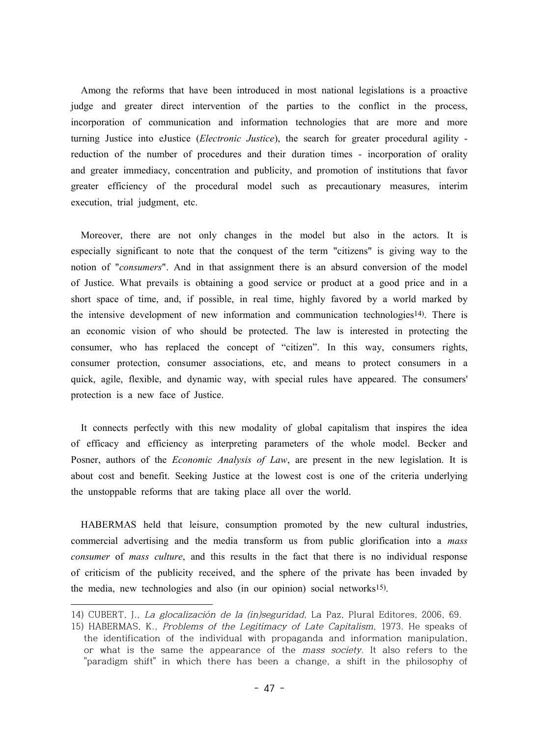Among the reforms that have been introduced in most national legislations is a proactive judge and greater direct intervention of the parties to the conflict in the process, incorporation of communication and information technologies that are more and more turning Justice into eJustice (*Electronic Justice*), the search for greater procedural agility - reduction of the number of procedures and their duration times - incorporation of orality and greater immediacy, concentration and publicity, and promotion of institutions that favor greater efficiency of the procedural model such as precautionary measures, interim execution, trial judgment, etc.

Moreover, there are not only changes in the model but also in the actors. It is especially significant to note that the conquest of the term "citizens" is giving way to the notion of "*consumers*". And in that assignment there is an absurd conversion of the model of Justice. What prevails is obtaining a good service or product at a good price and in a short space of time, and, if possible, in real time, highly favored by a world marked by the intensive development of new information and communication technologies[14]. There is an economic vision of who should be protected. The law is interested in protecting the consumer, who has replaced the concept of "citizen". In this way, consumers rights, consumer protection, consumer associations, etc, and means to protect consumers in a quick, agile, flexible, and dynamic way, with special rules have appeared. The consumers' protection is a new face of Justice.

It connects perfectly with this new modality of global capitalism that inspires the idea of efficacy and efficiency as interpreting parameters of the whole model. Becker and Posner, authors of the *Economic Analysis of Law*, are present in the new legislation. It is about cost and benefit. Seeking Justice at the lowest cost is one of the criteria underlying the unstoppable reforms that are taking place all over the world.

HABERMAS held that leisure, consumption promoted by the new cultural industries, commercial advertising and the media transform us from public glorification into a *mass consumer* of *mass culture*, and this results in the fact that there is no individual response of criticism of the publicity received, and the sphere of the private has been invaded by the media, new technologies and also (in our opinion) social networks[15].

---

14) CUBERT, J., *La glocalización de la (in)seguridad*, La Paz, Plural Editores, 2006, 69.

15) HABERMAS, K., *Problems of the Legitimacy of Late Capitalism*, 1973. He speaks of the identification of the individual with propaganda and information manipulation, or what is the same the appearance of the *mass society*. It also refers to the "paradigm shift" in which there has been a change, a shift in the philosophy of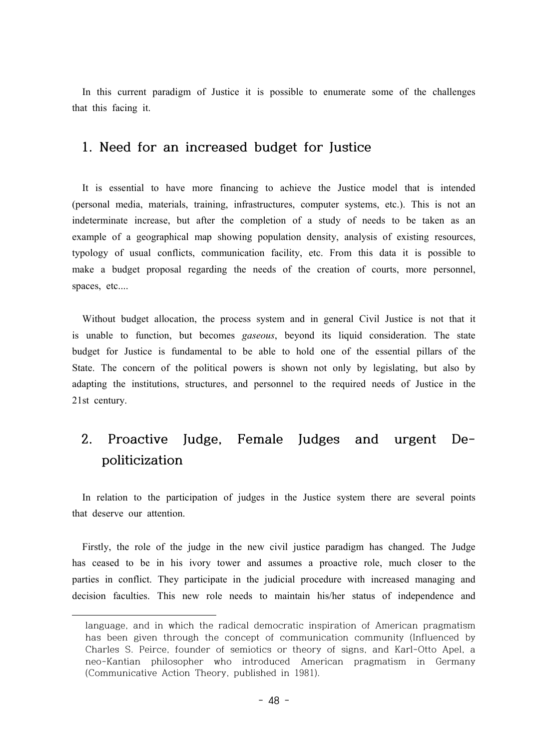In this current paradigm of Justice it is possible to enumerate some of the challenges that this facing it.

## 1. Need for an increased budget for Justice

It is essential to have more financing to achieve the Justice model that is intended (personal media, materials, training, infrastructures, computer systems, etc.). This is not an indeterminate increase, but after the completion of a study of needs to be taken as an example of a geographical map showing population density, analysis of existing resources, typology of usual conflicts, communication facility, etc. From this data it is possible to make a budget proposal regarding the needs of the creation of courts, more personnel, spaces, etc....

Without budget allocation, the process system and in general Civil Justice is not that it is unable to function, but becomes *gaseous*, beyond its liquid consideration. The state budget for Justice is fundamental to be able to hold one of the essential pillars of the State. The concern of the political powers is shown not only by legislating, but also by adapting the institutions, structures, and personnel to the required needs of Justice in the 21st century.

## 2. Proactive Judge, Female Judges and urgent De-politicization

In relation to the participation of judges in the Justice system there are several points that deserve our attention.

Firstly, the role of the judge in the new civil justice paradigm has changed. The Judge has ceased to be in his ivory tower and assumes a proactive role, much closer to the parties in conflict. They participate in the judicial procedure with increased managing and decision faculties. This new role needs to maintain his/her status of independence and

---

language, and in which the radical democratic inspiration of American pragmatism has been given through the concept of communication community (Influenced by Charles S. Peirce, founder of semiotics or theory of signs, and Karl-Otto Apel, a neo-Kantian philosopher who introduced American pragmatism in Germany (Communicative Action Theory, published in 1981).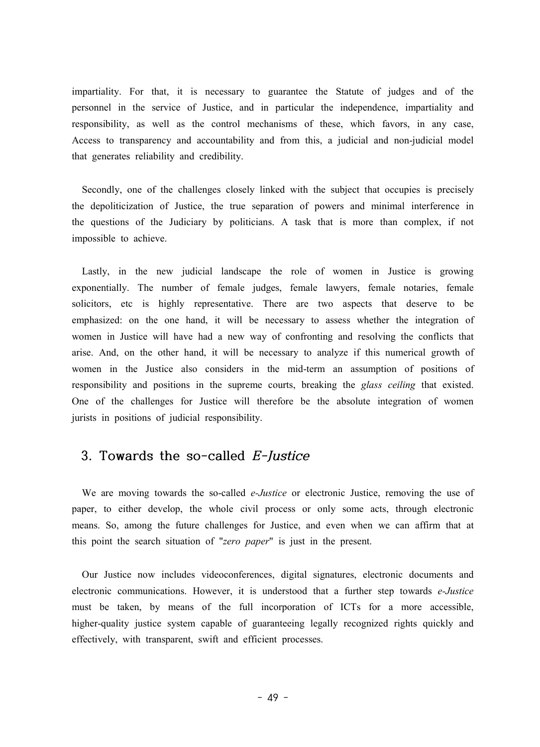impartiality. For that, it is necessary to guarantee the Statute of judges and of the personnel in the service of Justice, and in particular the independence, impartiality and responsibility, as well as the control mechanisms of these, which favors, in any case, Access to transparency and accountability and from this, a judicial and non-judicial model that generates reliability and credibility.

Secondly, one of the challenges closely linked with the subject that occupies is precisely the depoliticization of Justice, the true separation of powers and minimal interference in the questions of the Judiciary by politicians. A task that is more than complex, if not impossible to achieve.

Lastly, in the new judicial landscape the role of women in Justice is growing exponentially. The number of female judges, female lawyers, female notaries, female solicitors, etc is highly representative. There are two aspects that deserve to be emphasized: on the one hand, it will be necessary to assess whether the integration of women in Justice will have had a new way of confronting and resolving the conflicts that arise. And, on the other hand, it will be necessary to analyze if this numerical growth of women in the Justice also considers in the mid-term an assumption of positions of responsibility and positions in the supreme courts, breaking the *glass ceiling* that existed. One of the challenges for Justice will therefore be the absolute integration of women jurists in positions of judicial responsibility.

## 3. Towards the so-called *E-Justice*

We are moving towards the so-called *e-Justice* or electronic Justice, removing the use of paper, to either develop, the whole civil process or only some acts, through electronic means. So, among the future challenges for Justice, and even when we can affirm that at this point the search situation of "*zero paper*" is just in the present.

Our Justice now includes videoconferences, digital signatures, electronic documents and electronic communications. However, it is understood that a further step towards *e-Justice* must be taken, by means of the full incorporation of ICTs for a more accessible, higher-quality justice system capable of guaranteeing legally recognized rights quickly and effectively, with transparent, swift and efficient processes.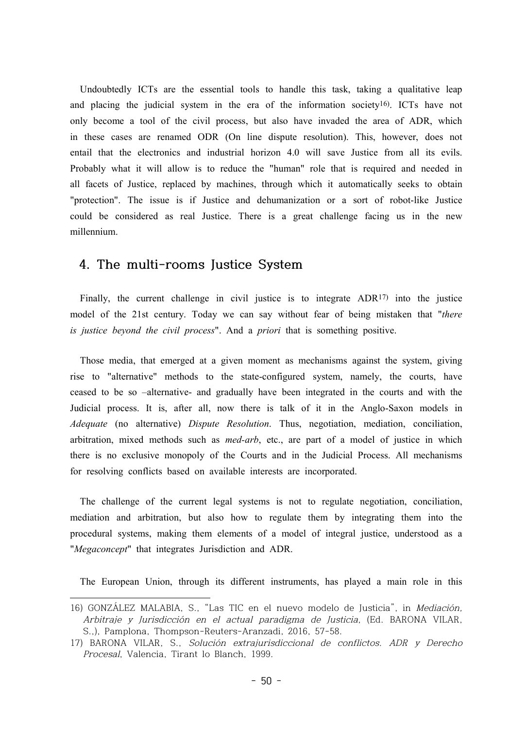Undoubtedly ICTs are the essential tools to handle this task, taking a qualitative leap and placing the judicial system in the era of the information society[16]. ICTs have not only become a tool of the civil process, but also have invaded the area of ADR, which in these cases are renamed ODR (On line dispute resolution). This, however, does not entail that the electronics and industrial horizon 4.0 will save Justice from all its evils. Probably what it will allow is to reduce the "human" role that is required and needed in all facets of Justice, replaced by machines, through which it automatically seeks to obtain "protection". The issue is if Justice and dehumanization or a sort of robot-like Justice could be considered as real Justice. There is a great challenge facing us in the new millennium.

## 4. The multi-rooms Justice System

Finally, the current challenge in civil justice is to integrate ADR[17] into the justice model of the 21st century. Today we can say without fear of being mistaken that "*there is justice beyond the civil process*". And a *priori* that is something positive.

Those media, that emerged at a given moment as mechanisms against the system, giving rise to "alternative" methods to the state-configured system, namely, the courts, have ceased to be so –alternative- and gradually have been integrated in the courts and with the Judicial process. It is, after all, now there is talk of it in the Anglo-Saxon models in *Adequate* (no alternative) *Dispute Resolution*. Thus, negotiation, mediation, conciliation, arbitration, mixed methods such as *med-arb*, etc., are part of a model of justice in which there is no exclusive monopoly of the Courts and in the Judicial Process. All mechanisms for resolving conflicts based on available interests are incorporated.

The challenge of the current legal systems is not to regulate negotiation, conciliation, mediation and arbitration, but also how to regulate them by integrating them into the procedural systems, making them elements of a model of integral justice, understood as a "*Megaconcept*" that integrates Jurisdiction and ADR.

The European Union, through its different instruments, has played a main role in this

---

16) GONZÁLEZ MALABIA, S., "Las TIC en el nuevo modelo de Justicia", in *Mediación, Arbitraje y Jurisdicción en el actual paradigma de Justicia*, (Ed. BARONA VILAR, S.,), Pamplona, Thompson-Reuters-Aranzadi, 2016, 57-58.

17) BARONA VILAR, S., *Solución extrajurisdiccional de conflictos. ADR y Derecho Procesal*, Valencia, Tirant lo Blanch, 1999.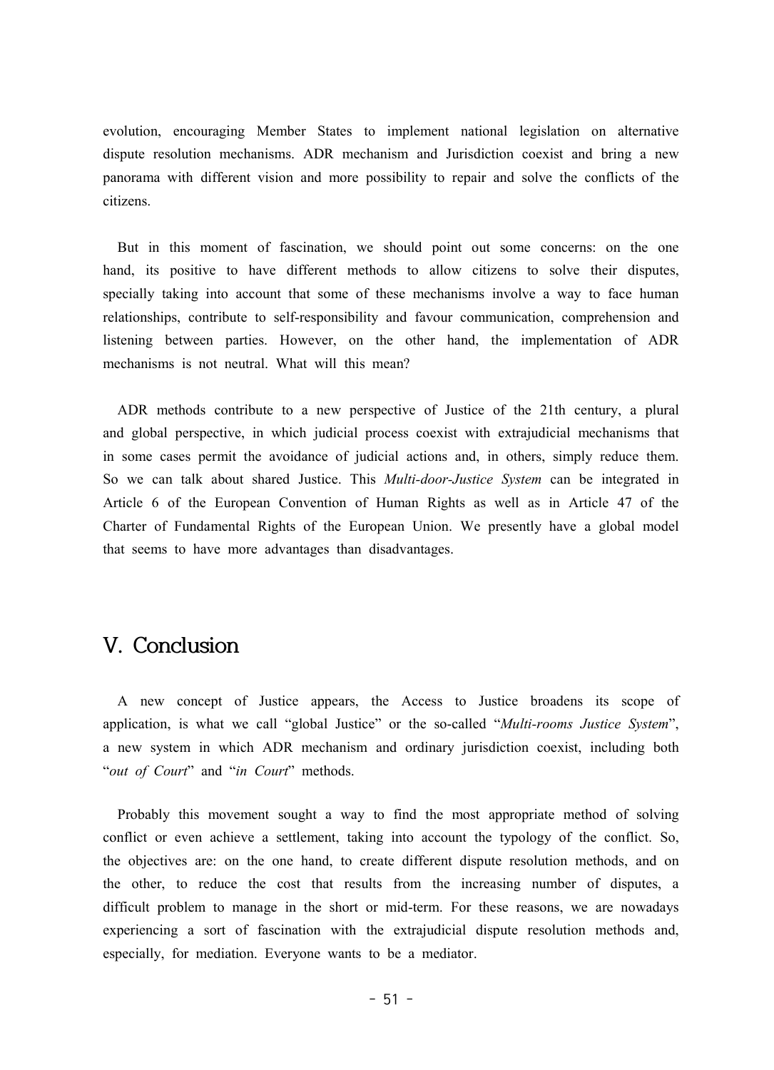evolution, encouraging Member States to implement national legislation on alternative dispute resolution mechanisms. ADR mechanism and Jurisdiction coexist and bring a new panorama with different vision and more possibility to repair and solve the conflicts of the citizens.

But in this moment of fascination, we should point out some concerns: on the one hand, its positive to have different methods to allow citizens to solve their disputes, specially taking into account that some of these mechanisms involve a way to face human relationships, contribute to self-responsibility and favour communication, comprehension and listening between parties. However, on the other hand, the implementation of ADR mechanisms is not neutral. What will this mean?

ADR methods contribute to a new perspective of Justice of the 21th century, a plural and global perspective, in which judicial process coexist with extrajudicial mechanisms that in some cases permit the avoidance of judicial actions and, in others, simply reduce them. So we can talk about shared Justice. This *Multi-door-Justice System* can be integrated in Article 6 of the European Convention of Human Rights as well as in Article 47 of the Charter of Fundamental Rights of the European Union. We presently have a global model that seems to have more advantages than disadvantages.

## V. Conclusion

A new concept of Justice appears, the Access to Justice broadens its scope of application, is what we call "global Justice" or the so-called "*Multi-rooms Justice System*", a new system in which ADR mechanism and ordinary jurisdiction coexist, including both "*out of Court*" and "*in Court*" methods.

Probably this movement sought a way to find the most appropriate method of solving conflict or even achieve a settlement, taking into account the typology of the conflict. So, the objectives are: on the one hand, to create different dispute resolution methods, and on the other, to reduce the cost that results from the increasing number of disputes, a difficult problem to manage in the short or mid-term. For these reasons, we are nowadays experiencing a sort of fascination with the extrajudicial dispute resolution methods and, especially, for mediation. Everyone wants to be a mediator.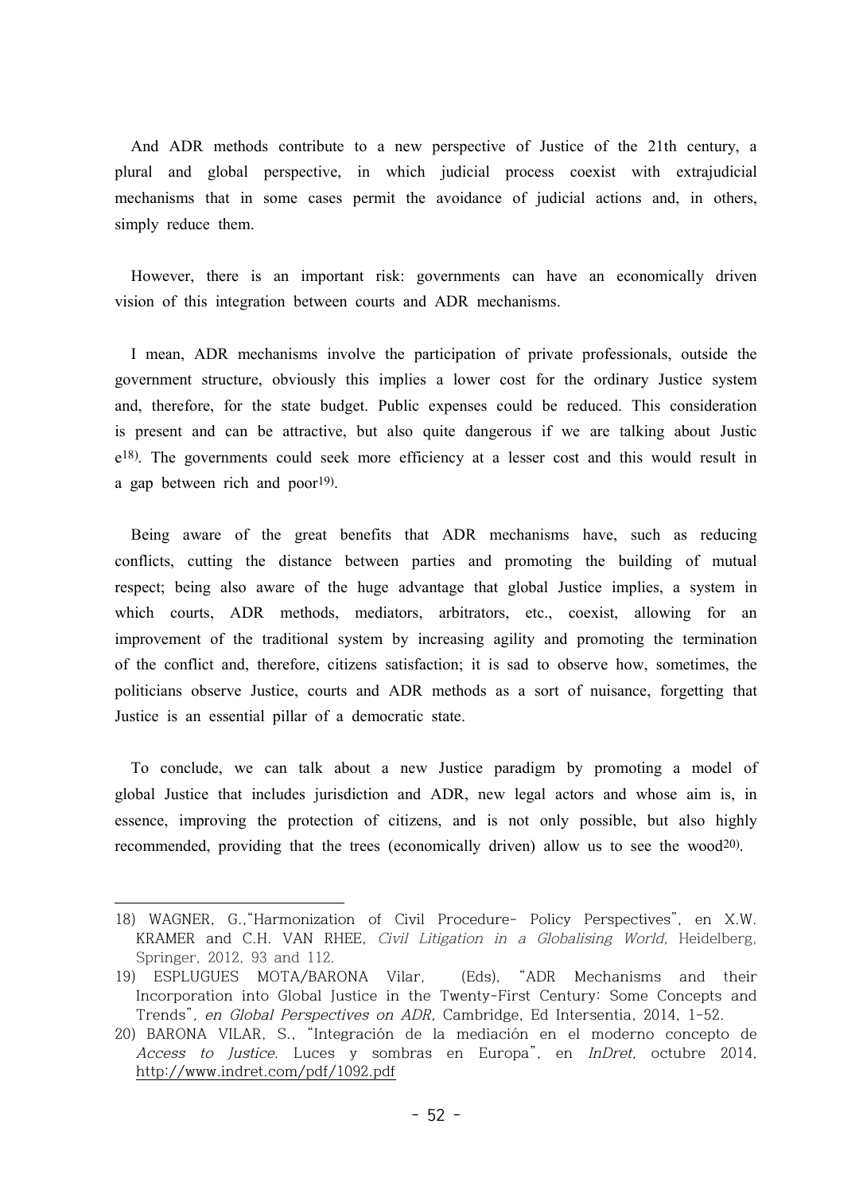And ADR methods contribute to a new perspective of Justice of the 21th century, a plural and global perspective, in which judicial process coexist with extrajudicial mechanisms that in some cases permit the avoidance of judicial actions and, in others, simply reduce them.

However, there is an important risk: governments can have an economically driven vision of this integration between courts and ADR mechanisms.

I mean, ADR mechanisms involve the participation of private professionals, outside the government structure, obviously this implies a lower cost for the ordinary Justice system and, therefore, for the state budget. Public expenses could be reduced. This consideration is present and can be attractive, but also quite dangerous if we are talking about Justice[18]. The governments could seek more efficiency at a lesser cost and this would result in a gap between rich and poor[19].

Being aware of the great benefits that ADR mechanisms have, such as reducing conflicts, cutting the distance between parties and promoting the building of mutual respect; being also aware of the huge advantage that global Justice implies, a system in which courts, ADR methods, mediators, arbitrators, etc., coexist, allowing for an improvement of the traditional system by increasing agility and promoting the termination of the conflict and, therefore, citizens satisfaction; it is sad to observe how, sometimes, the politicians observe Justice, courts and ADR methods as a sort of nuisance, forgetting that Justice is an essential pillar of a democratic state.

To conclude, we can talk about a new Justice paradigm by promoting a model of global Justice that includes jurisdiction and ADR, new legal actors and whose aim is, in essence, improving the protection of citizens, and is not only possible, but also highly recommended, providing that the trees (economically driven) allow us to see the wood[20].

---

18) WAGNER, G.,"Harmonization of Civil Procedure- Policy Perspectives", en X.W. KRAMER and C.H. VAN RHEE, *Civil Litigation in a Globalising World,* Heidelberg, Springer, 2012, 93 and 112.

19) ESPLUGUES MOTA/BARONA Vilar, (Eds), "ADR Mechanisms and their Incorporation into Global Justice in the Twenty-First Century: Some Concepts and Trends", *en Global Perspectives on ADR,* Cambridge, Ed Intersentia, 2014, 1-52.

20) BARONA VILAR, S., "Integración de la mediación en el moderno concepto de *Access to Justice*. Luces y sombras en Europa", en *InDret,* octubre 2014, http://www.indret.com/pdf/1092.pdf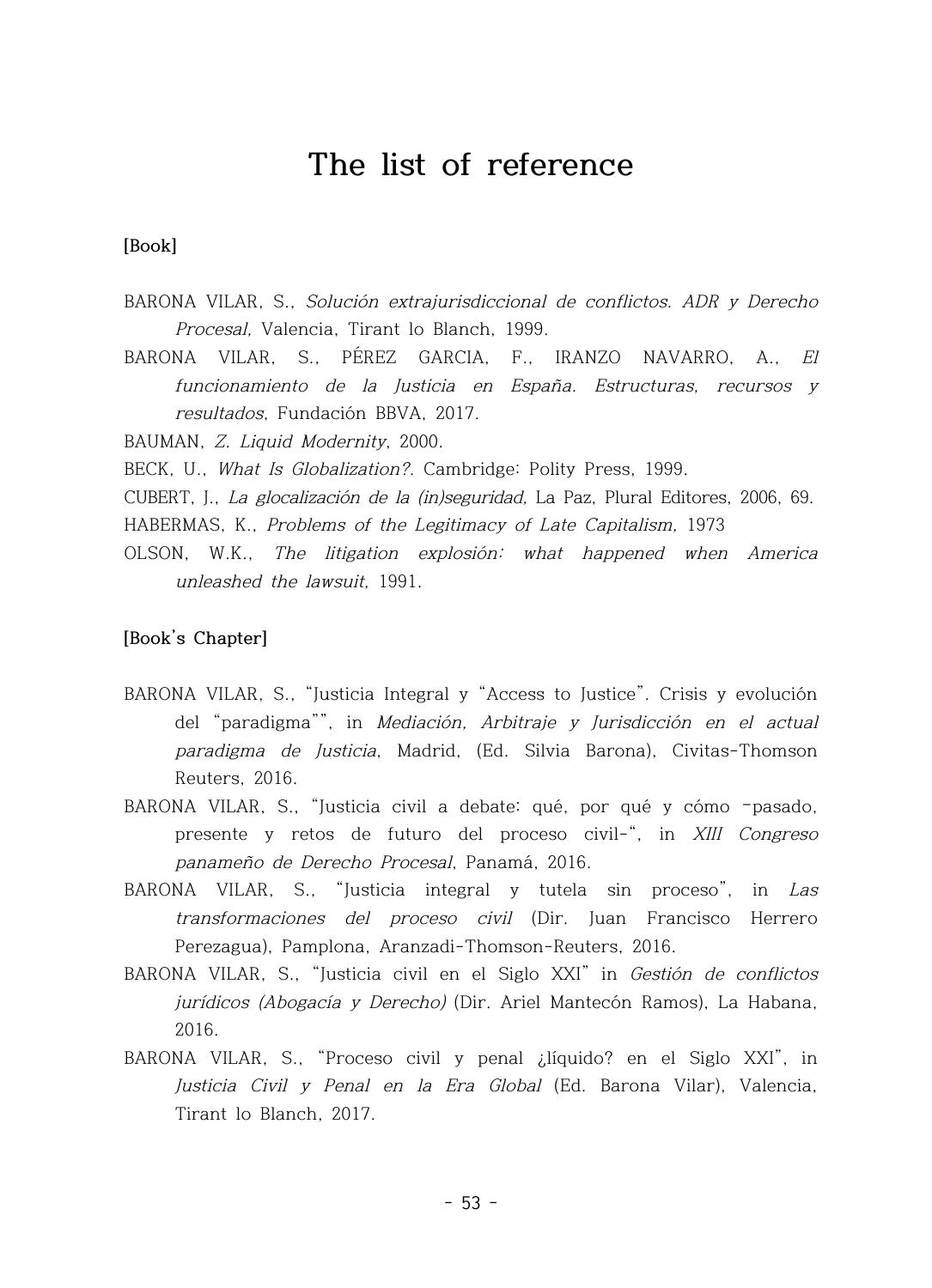# The list of reference

**[Book]**

BARONA VILAR, S., *Solución extrajurisdiccional de conflictos. ADR y Derecho Procesal,* Valencia, Tirant lo Blanch, 1999.

BARONA VILAR, S., PÉREZ GARCIA, F., IRANZO NAVARRO, A., *El funcionamiento de la Justicia en España. Estructuras, recursos y resultados*, Fundación BBVA, 2017.

BAUMAN, *Z. Liquid Modernity*, 2000.

BECK, U., *What Is Globalization?*. Cambridge: Polity Press, 1999.

CUBERT, J., *La glocalización de la (in)seguridad,* La Paz, Plural Editores, 2006, 69.

HABERMAS, K., *Problems of the Legitimacy of Late Capitalism,* 1973

OLSON, W.K., *The litigation explosión: what happened when America unleashed the lawsuit,* 1991.

**[Book's Chapter]**

BARONA VILAR, S., "Justicia Integral y "Access to Justice". Crisis y evolución del "paradigma"", in *Mediación, Arbitraje y Jurisdicción en el actual paradigma de Justicia*, Madrid, (Ed. Silvia Barona), Civitas-Thomson Reuters, 2016.

BARONA VILAR, S., "Justicia civil a debate: qué, por qué y cómo -pasado, presente y retos de futuro del proceso civil-", in *XIII Congreso panameño de Derecho Procesal*, Panamá, 2016.

BARONA VILAR, S., "Justicia integral y tutela sin proceso", in *Las transformaciones del proceso civil* (Dir. Juan Francisco Herrero Perezagua), Pamplona, Aranzadi-Thomson-Reuters, 2016.

BARONA VILAR, S., "Justicia civil en el Siglo XXI" in *Gestión de conflictos jurídicos (Abogacía y Derecho)* (Dir. Ariel Mantecón Ramos), La Habana, 2016.

BARONA VILAR, S., "Proceso civil y penal ¿líquido? en el Siglo XXI", in *Justicia Civil y Penal en la Era Global* (Ed. Barona Vilar), Valencia, Tirant lo Blanch, 2017.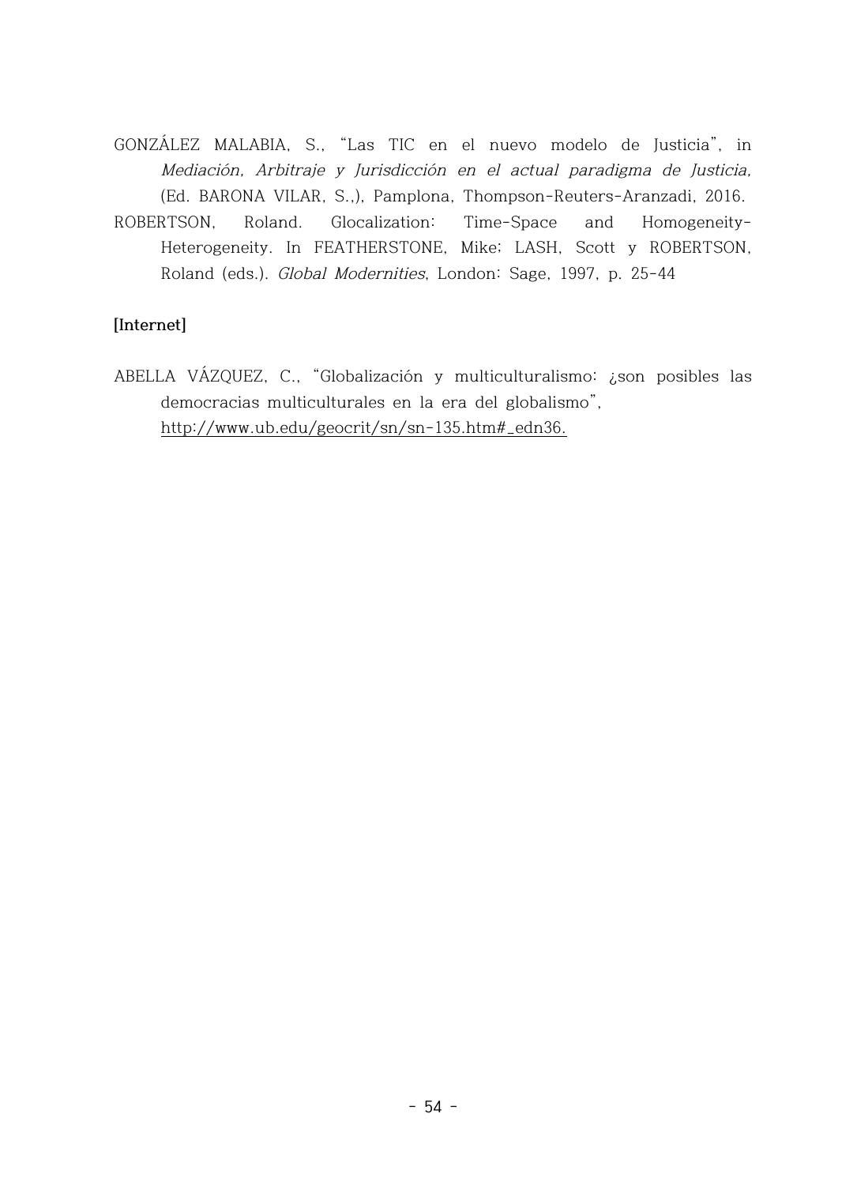GONZÁLEZ MALABIA, S., "Las TIC en el nuevo modelo de Justicia", in *Mediación, Arbitraje y Jurisdicción en el actual paradigma de Justicia,* (Ed. BARONA VILAR, S.,), Pamplona, Thompson-Reuters-Aranzadi, 2016.

ROBERTSON, Roland. Glocalization: Time-Space and Homogeneity-Heterogeneity. In FEATHERSTONE, Mike; LASH, Scott y ROBERTSON, Roland (eds.). *Global Modernities*, London: Sage, 1997, p. 25-44

**[Internet]**

ABELLA VÁZQUEZ, C., "Globalización y multiculturalismo: ¿son posibles las democracias multiculturales en la era del globalismo", http://www.ub.edu/geocrit/sn/sn-135.htm#_edn36.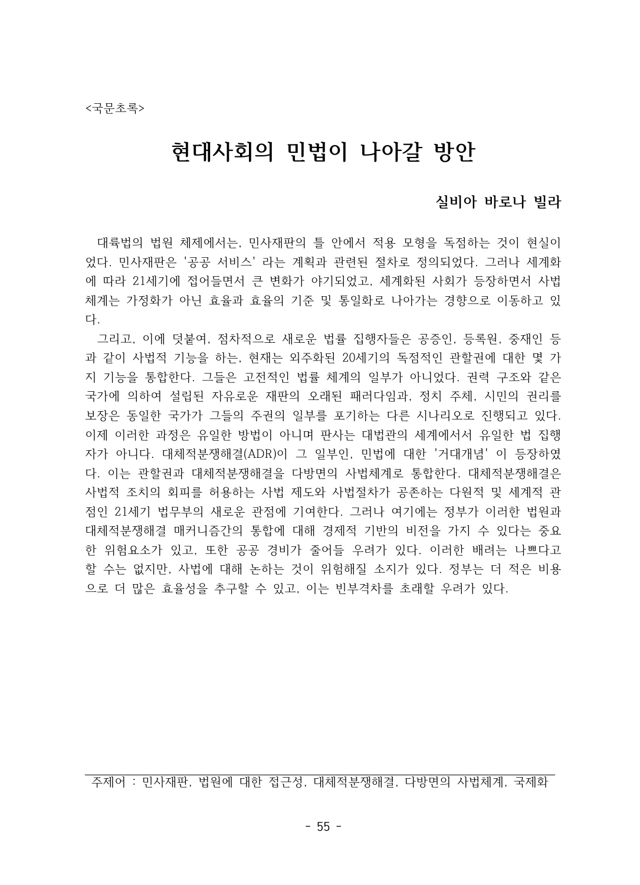<국문초록>

# 현대사회의 민법이 나아갈 방안

**실비아 바로나 빌라**

대륙법의 법원 체제에서는, 민사재판의 틀 안에서 적용 모형을 독점하는 것이 현실이었다. 민사재판은 '공공 서비스' 라는 계획과 관련된 절차로 정의되었다. 그러나 세계화에 따라 21세기에 접어들면서 큰 변화가 야기되었고, 세계화된 사회가 등장하면서 사법체계는 가정화가 아닌 효율과 효율의 기준 및 통일화로 나아가는 경향으로 이동하고 있다.

그리고, 이에 덧붙여, 점차적으로 새로운 법률 집행자들은 공증인, 등록원, 중재인 등과 같이 사법적 기능을 하는, 현재는 외주화된 20세기의 독점적인 관할권에 대한 몇 가지 기능을 통합한다. 그들은 고전적인 법률 체계의 일부가 아니었다. 권력 구조와 같은 국가에 의하여 설립된 자유로운 재판의 오래된 패러다임과, 정치 주체, 시민의 권리를 보장은 동일한 국가가 그들의 주권의 일부를 포기하는 다른 시나리오로 진행되고 있다. 이제 이러한 과정은 유일한 방법이 아니며 판사는 대법관의 세계에서서 유일한 법 집행자가 아니다. 대체적분쟁해결(ADR)이 그 일부인, 민법에 대한 '거대개념' 이 등장하였다. 이는 관할권과 대체적분쟁해결을 다방면의 사법체계로 통합한다. 대체적분쟁해결은 사법적 조치의 회피를 허용하는 사법 제도와 사법절차가 공존하는 다원적 및 세계적 관점인 21세기 법무부의 새로운 관점에 기여한다. 그러나 여기에는 정부가 이러한 법원과 대체적분쟁해결 매커니즘간의 통합에 대해 경제적 기반의 비전을 가지 수 있다는 중요한 위험요소가 있고, 또한 공공 경비가 줄어들 우려가 있다. 이러한 배려는 나쁘다고 할 수는 없지만, 사법에 대해 논하는 것이 위험해질 소지가 있다. 정부는 더 적은 비용으로 더 많은 효율성을 추구할 수 있고, 이는 빈부격차를 초래할 우려가 있다.

주제어 : 민사재판, 법원에 대한 접근성, 대체적분쟁해결, 다방면의 사법체계, 국제화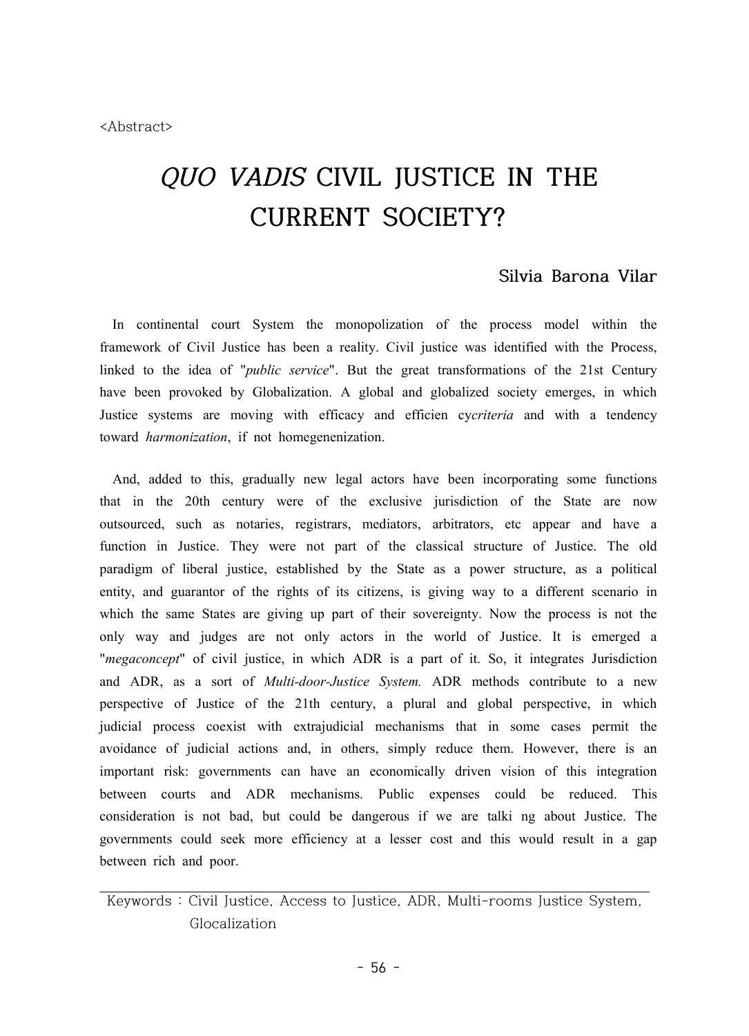<Abstract>

# *QUO VADIS* CIVIL JUSTICE IN THE CURRENT SOCIETY?

Silvia Barona Vilar

In continental court System the monopolization of the process model within the framework of Civil Justice has been a reality. Civil justice was identified with the Process, linked to the idea of "*public service*". But the great transformations of the 21st Century have been provoked by Globalization. A global and globalized society emerges, in which Justice systems are moving with efficacy and efficien cy*criteria* and with a tendency toward *harmonization*, if not homegenenization.

And, added to this, gradually new legal actors have been incorporating some functions that in the 20th century were of the exclusive jurisdiction of the State are now outsourced, such as notaries, registrars, mediators, arbitrators, etc appear and have a function in Justice. They were not part of the classical structure of Justice. The old paradigm of liberal justice, established by the State as a power structure, as a political entity, and guarantor of the rights of its citizens, is giving way to a different scenario in which the same States are giving up part of their sovereignty. Now the process is not the only way and judges are not only actors in the world of Justice. It is emerged a "*megaconcept*" of civil justice, in which ADR is a part of it. So, it integrates Jurisdiction and ADR, as a sort of *Multi-door-Justice System.* ADR methods contribute to a new perspective of Justice of the 21th century, a plural and global perspective, in which judicial process coexist with extrajudicial mechanisms that in some cases permit the avoidance of judicial actions and, in others, simply reduce them. However, there is an important risk: governments can have an economically driven vision of this integration between courts and ADR mechanisms. Public expenses could be reduced. This consideration is not bad, but could be dangerous if we are talki ng about Justice. The governments could seek more efficiency at a lesser cost and this would result in a gap between rich and poor.

Keywords : Civil Justice, Access to Justice, ADR, Multi-rooms Justice System, Glocalization